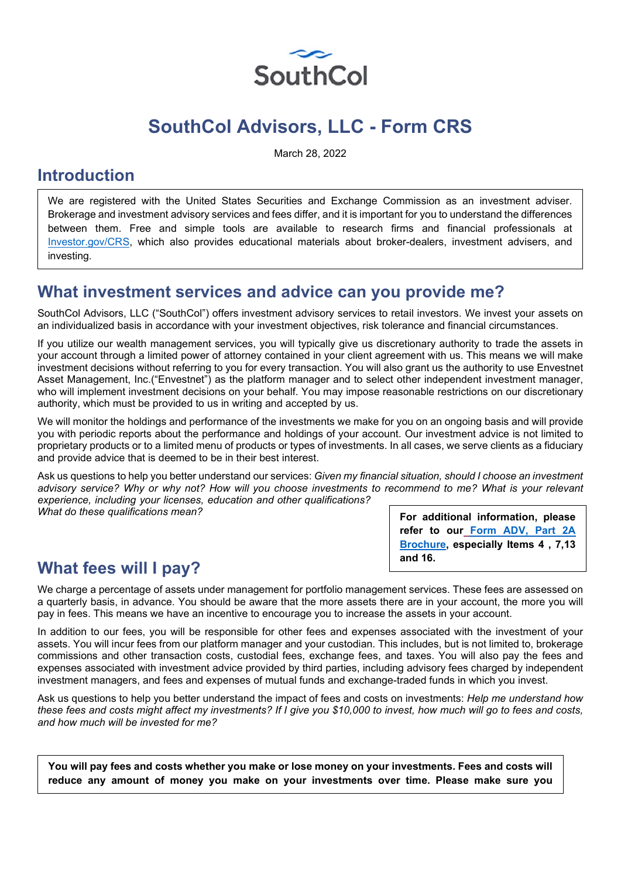# SouthCol Advisors, LLC - Form CRS

March 28, 2022

## Introduction

We are registered with the United States Securities and Exchange Commission as an investment adviser. Brokerage and investment advisory services and fees differ, and it is important for you to understand the differences between them. Free and simple tools are available to research firms and financial professionals at Investor.gov/CRS, which also provides educational materials about broker-dealers, investment advisers, and investing.

## What investment services and advice can you provide me?

SouthCol Advisors, LLC ("SouthCol") offers investment advisory services to retail investors. We invest your assets on an individualized basis in accordance with your investment objectives, risk tolerance and financial circumstances.

If you utilize our wealth management services, you will typically give us discretionary authority to trade the assets in your account through a limited power of attorney contained in your client agreement with us. This means we will make investment decisions without referring to you for every transaction. You will also grant us the authority to use Envestnet Asset Management, Inc.("Envestnet") as the platform manager and to select other independent investment manager, who will implement investment decisions on your behalf. You may impose reasonable restrictions on our discretionary authority, which must be provided to us in writing and accepted by us.

We will monitor the holdings and performance of the investments we make for you on an ongoing basis and will provide you with periodic reports about the performance and holdings of your account. Our investment advice is not limited to proprietary products or to a limited menu of products or types of investments. In all cases, we serve clients as a fiduciary and provide advice that is deemed to be in their best interest.

Ask us questions to help you better understand our services: *Given my financial situation, should I choose an investment advisory service? Why or why not? How will you choose investments to recommend to me? What is your relevant experience, including your licenses, education and other qualifications? What do these qualifications mean?*

**For additional information, please refer to our Form ADV, Part 2A Brochure, especially Items 4 , 7,13 and 16.**

## What fees will I pay?

We charge a percentage of assets under management for portfolio management services. These fees are assessed on a quarterly basis, in advance. You should be aware that the more assets there are in your account, the more you will pay in fees. This means we have an incentive to encourage you to increase the assets in your account.

In addition to our fees, you will be responsible for other fees and expenses associated with the investment of your assets. You will incur fees from our platform manager and your custodian. This includes, but is not limited to, brokerage commissions and other transaction costs, custodial fees, exchange fees, and taxes. You will also pay the fees and expenses associated with investment advice provided by third parties, including advisory fees charged by independent investment managers, and fees and expenses of mutual funds and exchange-traded funds in which you invest.

Ask us questions to help you better understand the impact of fees and costs on investments: *Help me understand how these fees and costs might affect my investments? If I give you $10,000 to invest, how much will go to fees and costs, and how much will be invested for me?*

**You will pay fees and costs whether you make or lose money on your investments. Fees and costs will reduce any amount of money you make on your investments over time. Please make sure you**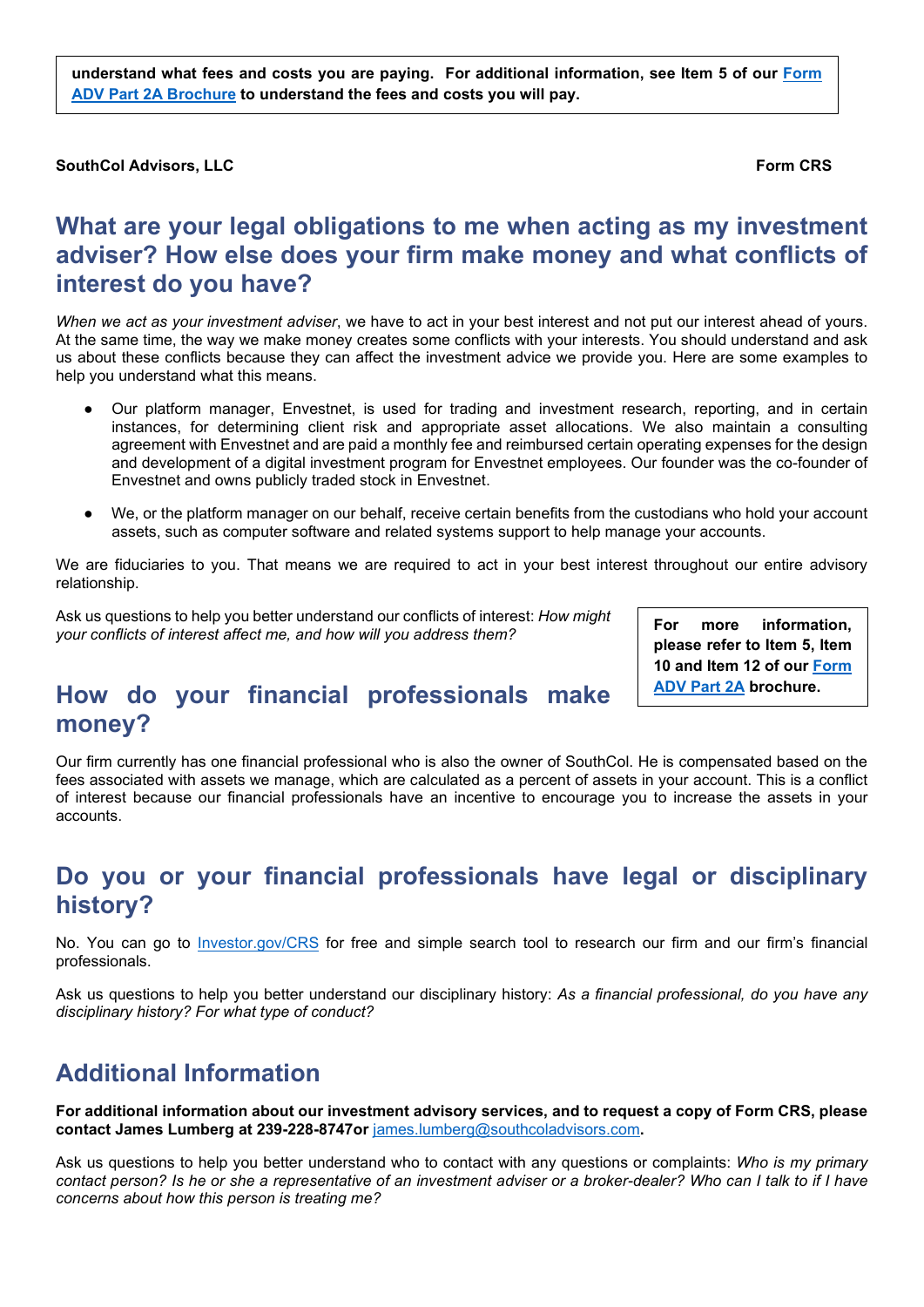**understand what fees and costs you are paying. For additional information, see Item 5 of our [Form ADV Part 2A Brochure](#) to understand the fees and costs you will pay.**

**SouthCol Advisors, LLC** **Form CRS**

## What are your legal obligations to me when acting as my investment adviser? How else does your firm make money and what conflicts of interest do you have?

*When we act as your investment adviser*, we have to act in your best interest and not put our interest ahead of yours. At the same time, the way we make money creates some conflicts with your interests. You should understand and ask us about these conflicts because they can affect the investment advice we provide you. Here are some examples to help you understand what this means.

- Our platform manager, Envestnet, is used for trading and investment research, reporting, and in certain instances, for determining client risk and appropriate asset allocations. We also maintain a consulting agreement with Envestnet and are paid a monthly fee and reimbursed certain operating expenses for the design and development of a digital investment program for Envestnet employees. Our founder was the co-founder of Envestnet and owns publicly traded stock in Envestnet.

- We, or the platform manager on our behalf, receive certain benefits from the custodians who hold your account assets, such as computer software and related systems support to help manage your accounts.

We are fiduciaries to you. That means we are required to act in your best interest throughout our entire advisory relationship.

Ask us questions to help you better understand our conflicts of interest: *How might your conflicts of interest affect me, and how will you address them?*

**For more information, please refer to Item 5, Item 10 and Item 12 of our [Form ADV Part 2A](#) brochure.**

## How do your financial professionals make money?

Our firm currently has one financial professional who is also the owner of SouthCol. He is compensated based on the fees associated with assets we manage, which are calculated as a percent of assets in your account. This is a conflict of interest because our financial professionals have an incentive to encourage you to increase the assets in your accounts.

## Do you or your financial professionals have legal or disciplinary history?

No. You can go to [Investor.gov/CRS](#) for free and simple search tool to research our firm and our firm's financial professionals.

Ask us questions to help you better understand our disciplinary history: *As a financial professional, do you have any disciplinary history? For what type of conduct?*

## Additional Information

**For additional information about our investment advisory services, and to request a copy of Form CRS, please contact James Lumberg at 239-228-8747or** [james.lumberg@southcoladvisors.com](mailto:james.lumberg@southcoladvisors.com)**.**

Ask us questions to help you better understand who to contact with any questions or complaints: *Who is my primary contact person? Is he or she a representative of an investment adviser or a broker-dealer? Who can I talk to if I have concerns about how this person is treating me?*